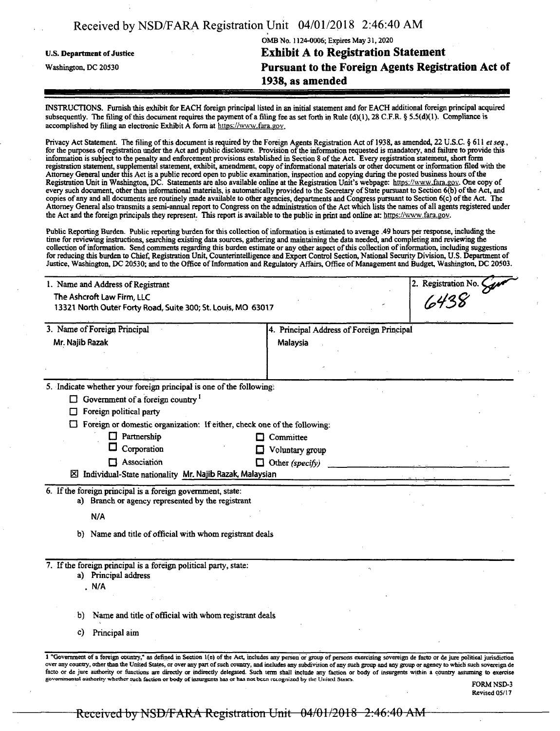Received by NSD/FARA Registration Unit 04/01/2018 2:46:40 AM

U.S. Department of Justice

Washington, DC 20530

OMB No. 1124-0006; Expires May 31, 2020

# Exhibit A to Registration Statement Pursuant to the Foreign Agents Registration Act of 1938, as amended

INSTRUCTIONS. Furnish this exhibit for EACH foreign principal listed in an initial statement and for EACH additional foreign principal acquired subsequently. The filing of this document requires the payment of a filing fee as set forth in Rule (d)(1), 28 C.F.R. § 5.5(d)(1). Compliance is accomplished by filing an electronic Exhibit A form at https://www.fara.gov.

Privacy Act Statement. The filing of this document is required by the Foreign Agents Registration Act of 1938, as amended, 22 U.S.C. § 611 *et seq.*, for the purposes of registration under the Act and public disclosure. Provision of the information requested is mandatory, and failure to provide this information is subject to the penalty and enforcement provisions established in Section 8 of the Act. Every registration statement, short form registration statement, supplemental statement, exhibit, amendment, copy of informational materials or other document or information filed with the Attorney General under this Act is a public record open to public examination, inspection and copying during the posted business hours of the Registration Unit in Washington, DC. Statements are also available online at the Registration Unit's webpage: https://www.fara.gov. One copy of every such document, other than informational materials, is automatically provided to the Secretary of State pursuant to Section 6(b) of the Act, and copies of any and all documents are routinely made available to other agencies, departments and Congress pursuant to Section 6(c) of the Act. The Attorney General also transmits a semi-annual report to Congress on the administration of the Act which lists the names of all agents registered under the Act and the foreign principals they represent. This report is available to the public in print and online at: https://www.fara.gov.

Public Reporting Burden. Public reporting burden for this collection of information is estimated to average .49 hours per response, including the time for reviewing instructions, searching existing data sources, gathering and maintaining the data needed, and completing and reviewing the collection of information. Send comments regarding this burden estimate or any other aspect of this collection of information, including suggestions for reducing this burden to Chief, Registration Unit, Counterintelligence and Export Control Section, National Security Division, U.S. Department of Justice, Washington, DC 20530; and to the Office of Information and Regulatory Affairs, Office of Management and Budget, Washington, DC 20503.

| 1. Name and Address of Registrant | 2. Registration No. |
|---|---|
| The Ashcroft Law Firm, LLC<br>13321 North Outer Forty Road, Suite 300; St. Louis, MO 63017 | 6438 |

| 3. Name of Foreign Principal | 4. Principal Address of Foreign Principal |
|---|---|
| Mr. Najib Razak | Malaysia |

5. Indicate whether your foreign principal is one of the following:

- ☐ Government of a foreign country[1]
- ☐ Foreign political party
- ☐ Foreign or domestic organization: If either, check one of the following:
  - ☐ Partnership
  - ☐ Committee
  - ☐ Corporation
  - ☐ Voluntary group
  - ☐ Association
  - ☐ Other *(specify)*
- ☒ Individual-State nationality Mr. Najib Razak, Malaysian

6. If the foreign principal is a foreign government, state:
   a) Branch or agency represented by the registrant

   N/A

   b) Name and title of official with whom registrant deals

7. If the foreign principal is a foreign political party, state:
   a) Principal address

   N/A

   b) Name and title of official with whom registrant deals

   c) Principal aim

[1] "Government of a foreign country," as defined in Section 1(e) of the Act, includes any person or group of persons exercising sovereign de facto or de jure political jurisdiction over any country, other than the United States, or over any part of such country, and includes any subdivision of any such group and any group or agency to which such sovereign de facto or de jure authority or functions are directly or indirectly delegated. Such term shall include any faction or body of insurgents within a country assuming to exercise governmental authority whether such faction or body of insurgents has or has not been recognized by the United States.

FORM NSD-3
Revised 05/17

Received by NSD/FARA Registration Unit 04/01/2018 2:46:40 AM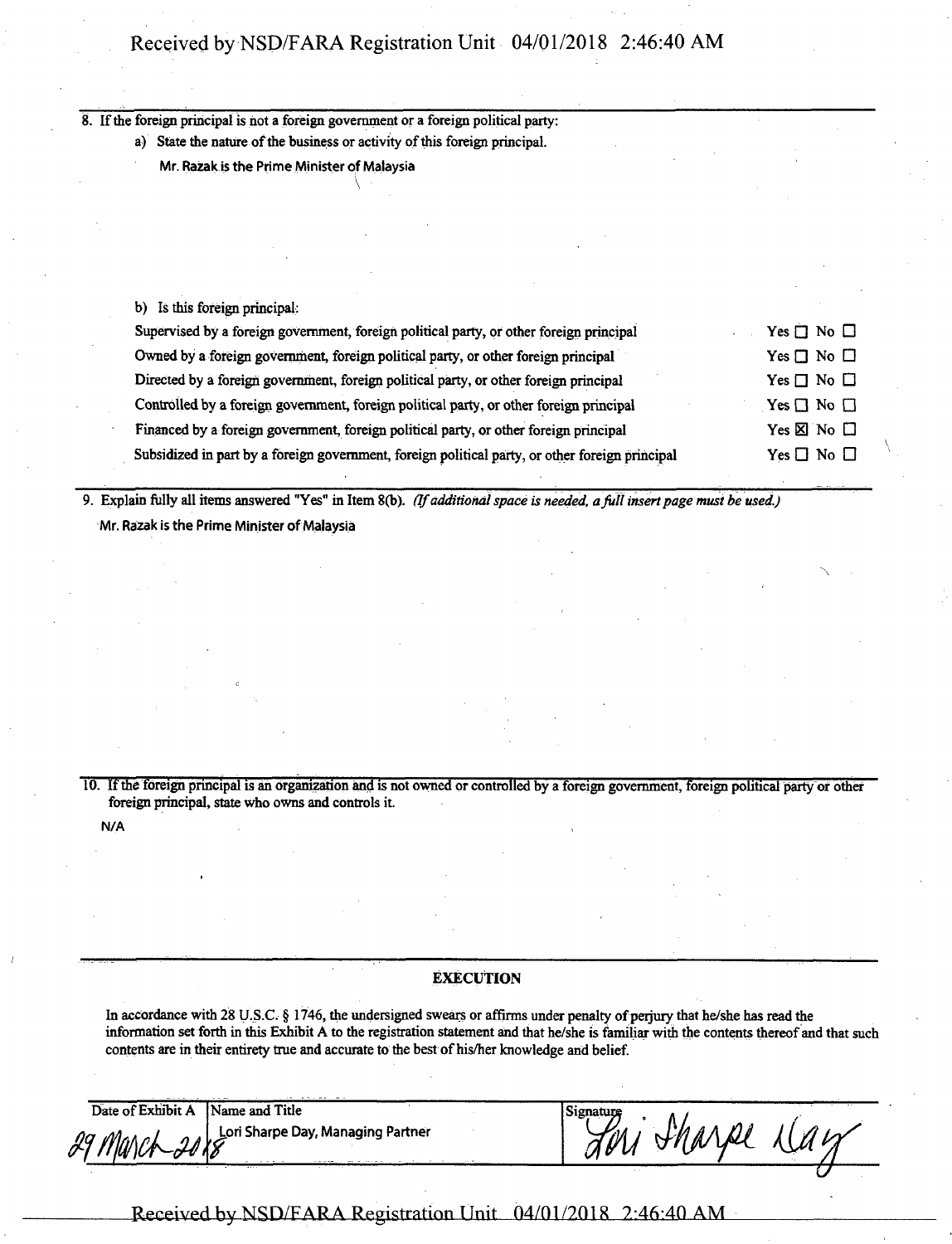8. If the foreign principal is not a foreign government or a foreign political party:

   a) State the nature of the business or activity of this foreign principal.

      Mr. Razak is the Prime Minister of Malaysia

   b) Is this foreign principal:

| | |
|---|---|
| Supervised by a foreign government, foreign political party, or other foreign principal | Yes ☐ No ☐ |
| Owned by a foreign government, foreign political party, or other foreign principal | Yes ☐ No ☐ |
| Directed by a foreign government, foreign political party, or other foreign principal | Yes ☐ No ☐ |
| Controlled by a foreign government, foreign political party, or other foreign principal | Yes ☐ No ☐ |
| Financed by a foreign government, foreign political party, or other foreign principal | Yes ☒ No ☐ |
| Subsidized in part by a foreign government, foreign political party, or other foreign principal | Yes ☐ No ☐ |

9. Explain fully all items answered "Yes" in Item 8(b). *(If additional space is needed, a full insert page must be used.)*

   Mr. Razak is the Prime Minister of Malaysia

10. If the foreign principal is an organization and is not owned or controlled by a foreign government, foreign political party or other foreign principal, state who owns and controls it.

    N/A

## EXECUTION

In accordance with 28 U.S.C. § 1746, the undersigned swears or affirms under penalty of perjury that he/she has read the information set forth in this Exhibit A to the registration statement and that he/she is familiar with the contents thereof and that such contents are in their entirety true and accurate to the best of his/her knowledge and belief.

| Date of Exhibit A | Name and Title | Signature |
|---|---|---|
| 29 March 2018 | Lori Sharpe Day, Managing Partner | Lori Sharpe Day |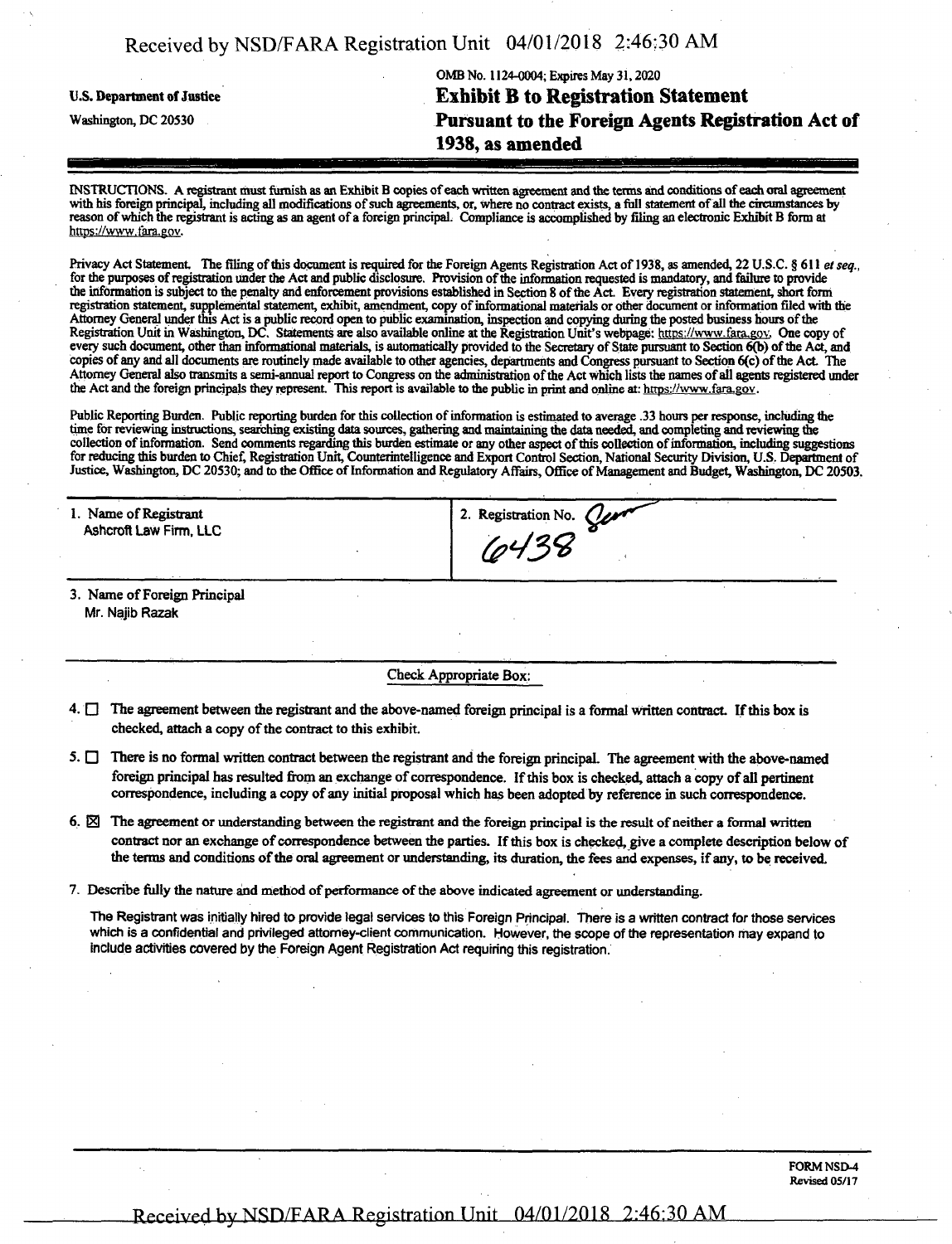U.S. Department of Justice

Washington, DC 20530

OMB No. 1124-0004; Expires May 31, 2020

# Exhibit B to Registration Statement
# Pursuant to the Foreign Agents Registration Act of 1938, as amended

INSTRUCTIONS. A registrant must furnish as an Exhibit B copies of each written agreement and the terms and conditions of each oral agreement with his foreign principal, including all modifications of such agreements, or, where no contract exists, a full statement of all the circumstances by reason of which the registrant is acting as an agent of a foreign principal. Compliance is accomplished by filing an electronic Exhibit B form at https://www.fara.gov.

Privacy Act Statement. The filing of this document is required for the Foreign Agents Registration Act of 1938, as amended, 22 U.S.C. § 611 *et seq.*, for the purposes of registration under the Act and public disclosure. Provision of the information requested is mandatory, and failure to provide the information is subject to the penalty and enforcement provisions established in Section 8 of the Act. Every registration statement, short form registration statement, supplemental statement, exhibit, amendment, copy of informational materials or other document or information filed with the Attorney General under this Act is a public record open to public examination, inspection and copying during the posted business hours of the Registration Unit in Washington, DC. Statements are also available online at the Registration Unit's webpage: https://www.fara.gov. One copy of every such document, other than informational materials, is automatically provided to the Secretary of State pursuant to Section 6(b) of the Act, and copies of any and all documents are routinely made available to other agencies, departments and Congress pursuant to Section 6(c) of the Act. The Attorney General also transmits a semi-annual report to Congress on the administration of the Act which lists the names of all agents registered under the Act and the foreign principals they represent. This report is available to the public in print and online at: https://www.fara.gov.

Public Reporting Burden. Public reporting burden for this collection of information is estimated to average .33 hours per response, including the time for reviewing instructions, searching existing data sources, gathering and maintaining the data needed, and completing and reviewing the collection of information. Send comments regarding this burden estimate or any other aspect of this collection of information, including suggestions for reducing this burden to Chief, Registration Unit, Counterintelligence and Export Control Section, National Security Division, U.S. Department of Justice, Washington, DC 20530; and to the Office of Information and Regulatory Affairs, Office of Management and Budget, Washington, DC 20503.

| 1. Name of Registrant | 2. Registration No. |
|---|---|
| Ashcroft Law Firm, LLC | 6438 |

3. Name of Foreign Principal
Mr. Najib Razak

Check Appropriate Box:

4. ☐ The agreement between the registrant and the above-named foreign principal is a formal written contract. If this box is checked, attach a copy of the contract to this exhibit.

5. ☐ There is no formal written contract between the registrant and the foreign principal. The agreement with the above-named foreign principal has resulted from an exchange of correspondence. If this box is checked, attach a copy of all pertinent correspondence, including a copy of any initial proposal which has been adopted by reference in such correspondence.

6. ☒ The agreement or understanding between the registrant and the foreign principal is the result of neither a formal written contract nor an exchange of correspondence between the parties. If this box is checked, give a complete description below of the terms and conditions of the oral agreement or understanding, its duration, the fees and expenses, if any, to be received.

7. Describe fully the nature and method of performance of the above indicated agreement or understanding.

The Registrant was initially hired to provide legal services to this Foreign Principal. There is a written contract for those services which is a confidential and privileged attorney-client communication. However, the scope of the representation may expand to include activities covered by the Foreign Agent Registration Act requiring this registration.

FORM NSD-4
Revised 05/17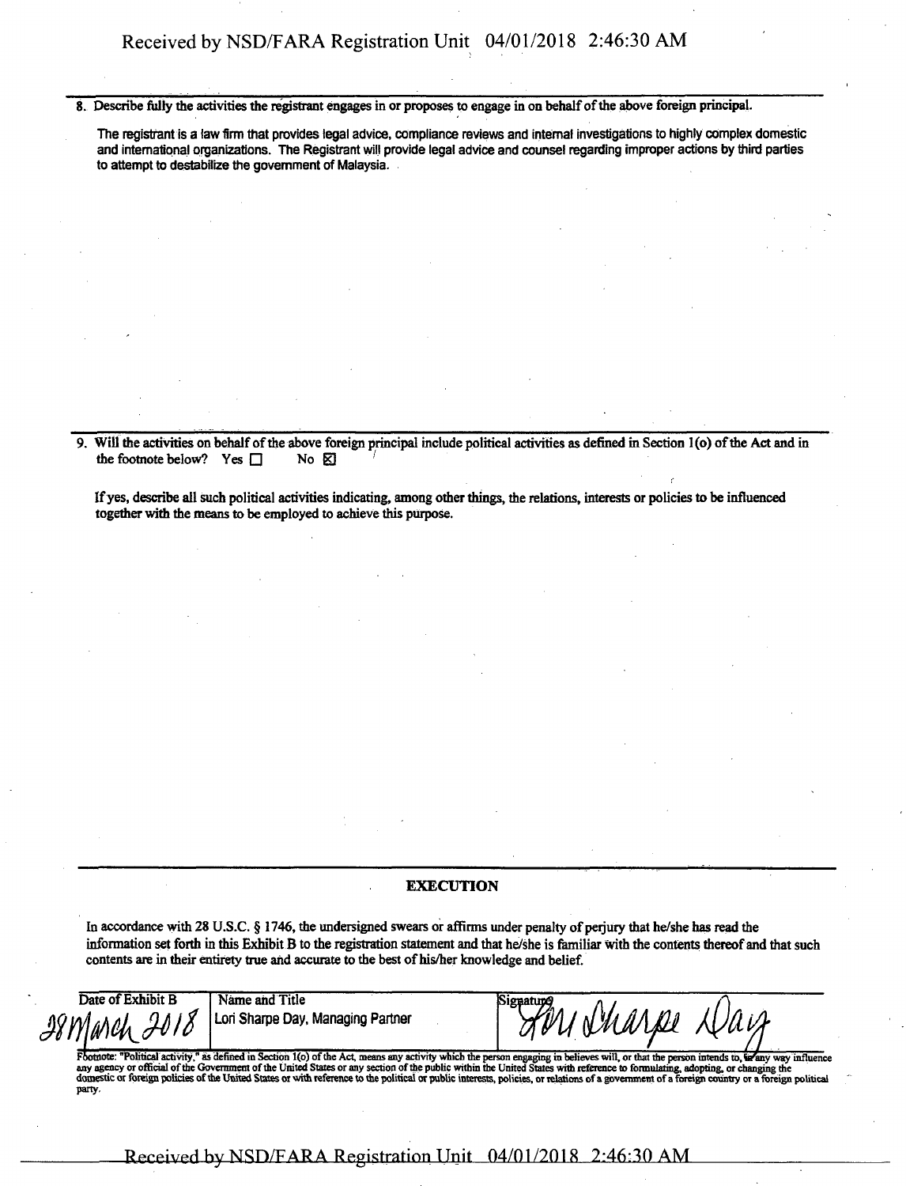8. Describe fully the activities the registrant engages in or proposes to engage in on behalf of the above foreign principal.

The registrant is a law firm that provides legal advice, compliance reviews and internal investigations to highly complex domestic and international organizations. The Registrant will provide legal advice and counsel regarding improper actions by third parties to attempt to destabilize the government of Malaysia.

9. Will the activities on behalf of the above foreign principal include political activities as defined in Section 1(o) of the Act and in the footnote below? Yes ☐ No ☒

If yes, describe all such political activities indicating, among other things, the relations, interests or policies to be influenced together with the means to be employed to achieve this purpose.

**EXECUTION**

In accordance with 28 U.S.C. § 1746, the undersigned swears or affirms under penalty of perjury that he/she has read the information set forth in this Exhibit B to the registration statement and that he/she is familiar with the contents thereof and that such contents are in their entirety true and accurate to the best of his/her knowledge and belief.

| Date of Exhibit B | Name and Title | Signature |
| --- | --- | --- |
| 28 March 2018 | Lori Sharpe Day, Managing Partner | Lori Sharpe Day |

Footnote: "Political activity," as defined in Section 1(o) of the Act, means any activity which the person engaging in believes will, or that the person intends to, in any way influence any agency or official of the Government of the United States or any section of the public within the United States with reference to formulating, adopting, or changing the domestic or foreign policies of the United States or with reference to the political or public interests, policies, or relations of a government of a foreign country or a foreign political party.